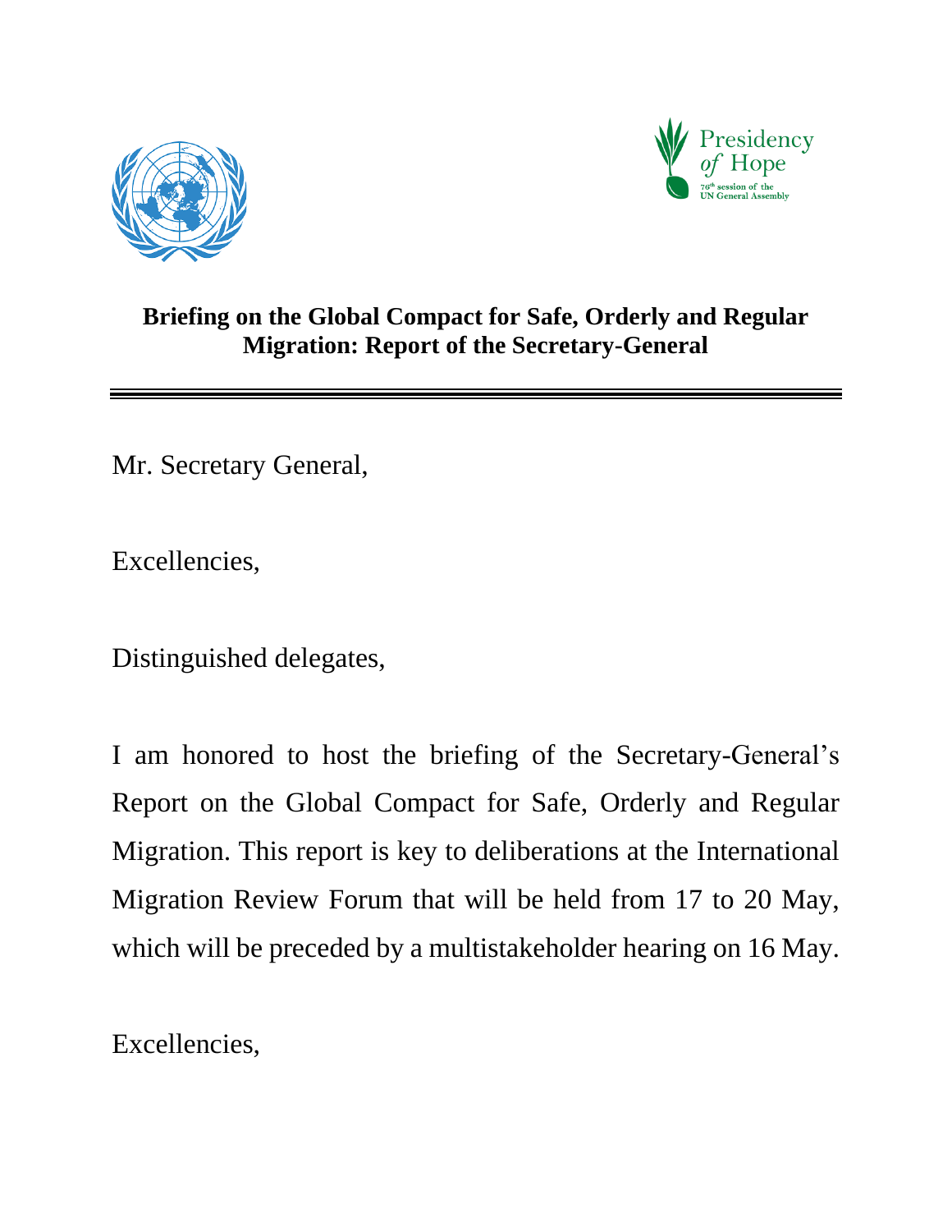Presidency *of* Hope
76th session of the UN General Assembly

**Briefing on the Global Compact for Safe, Orderly and Regular Migration: Report of the Secretary-General**

---

Mr. Secretary General,

Excellencies,

Distinguished delegates,

I am honored to host the briefing of the Secretary-General's Report on the Global Compact for Safe, Orderly and Regular Migration. This report is key to deliberations at the International Migration Review Forum that will be held from 17 to 20 May, which will be preceded by a multistakeholder hearing on 16 May.

Excellencies,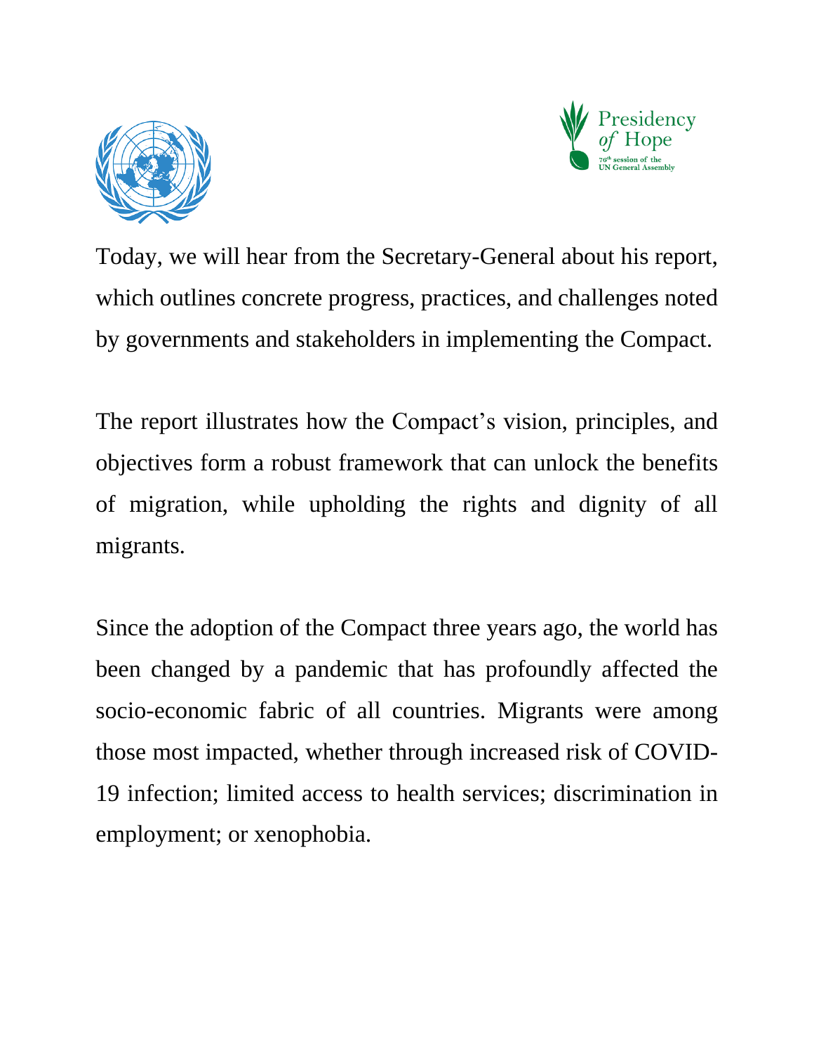Today, we will hear from the Secretary-General about his report, which outlines concrete progress, practices, and challenges noted by governments and stakeholders in implementing the Compact.

The report illustrates how the Compact's vision, principles, and objectives form a robust framework that can unlock the benefits of migration, while upholding the rights and dignity of all migrants.

Since the adoption of the Compact three years ago, the world has been changed by a pandemic that has profoundly affected the socio-economic fabric of all countries. Migrants were among those most impacted, whether through increased risk of COVID-19 infection; limited access to health services; discrimination in employment; or xenophobia.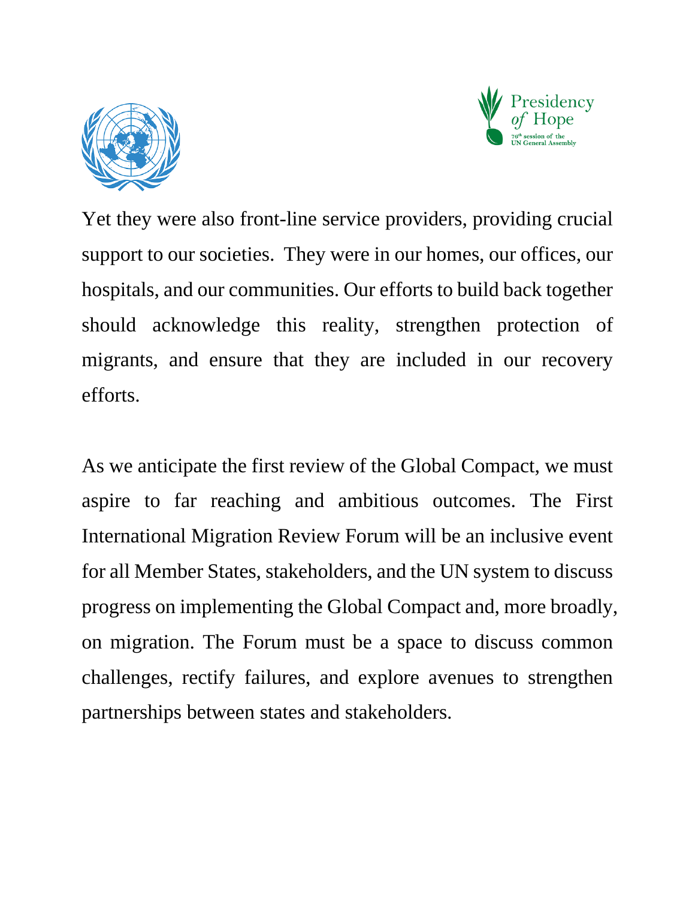Yet they were also front-line service providers, providing crucial support to our societies. They were in our homes, our offices, our hospitals, and our communities. Our efforts to build back together should acknowledge this reality, strengthen protection of migrants, and ensure that they are included in our recovery efforts.

As we anticipate the first review of the Global Compact, we must aspire to far reaching and ambitious outcomes. The First International Migration Review Forum will be an inclusive event for all Member States, stakeholders, and the UN system to discuss progress on implementing the Global Compact and, more broadly, on migration. The Forum must be a space to discuss common challenges, rectify failures, and explore avenues to strengthen partnerships between states and stakeholders.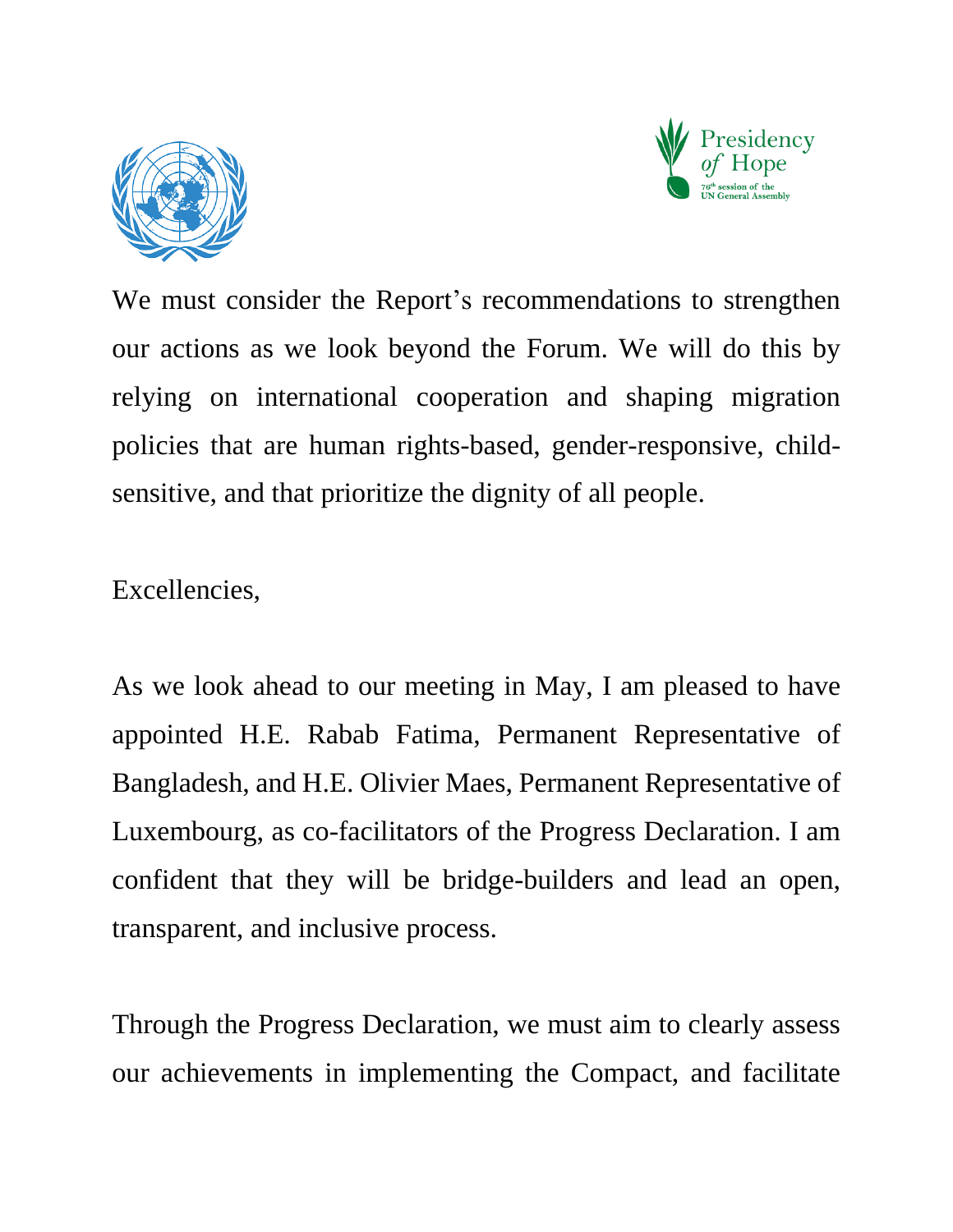We must consider the Report's recommendations to strengthen our actions as we look beyond the Forum. We will do this by relying on international cooperation and shaping migration policies that are human rights-based, gender-responsive, child-sensitive, and that prioritize the dignity of all people.

Excellencies,

As we look ahead to our meeting in May, I am pleased to have appointed H.E. Rabab Fatima, Permanent Representative of Bangladesh, and H.E. Olivier Maes, Permanent Representative of Luxembourg, as co-facilitators of the Progress Declaration. I am confident that they will be bridge-builders and lead an open, transparent, and inclusive process.

Through the Progress Declaration, we must aim to clearly assess our achievements in implementing the Compact, and facilitate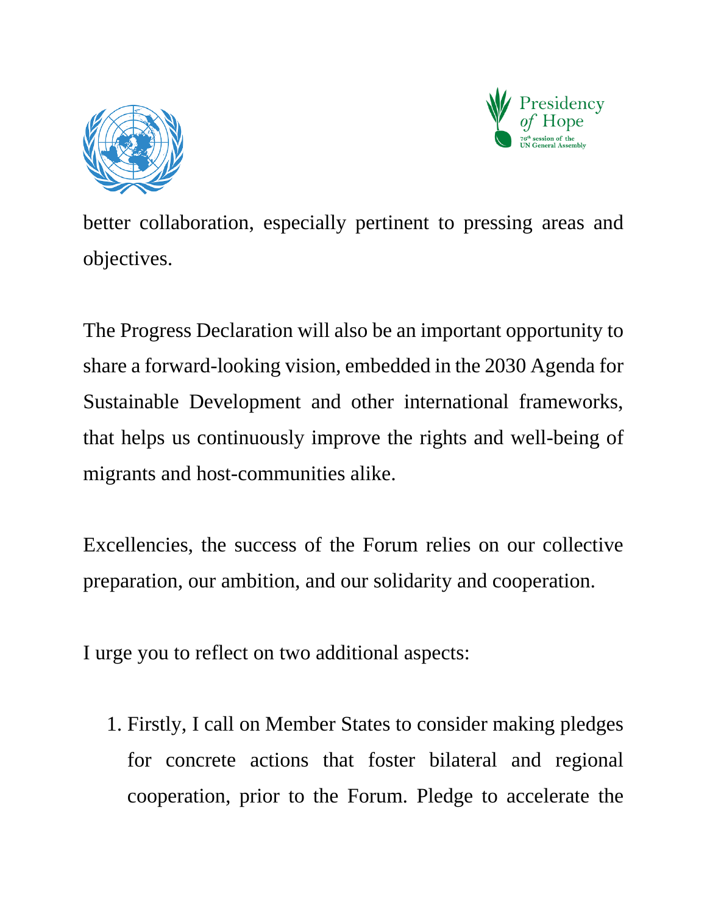better collaboration, especially pertinent to pressing areas and objectives.

The Progress Declaration will also be an important opportunity to share a forward-looking vision, embedded in the 2030 Agenda for Sustainable Development and other international frameworks, that helps us continuously improve the rights and well-being of migrants and host-communities alike.

Excellencies, the success of the Forum relies on our collective preparation, our ambition, and our solidarity and cooperation.

I urge you to reflect on two additional aspects:

1. Firstly, I call on Member States to consider making pledges for concrete actions that foster bilateral and regional cooperation, prior to the Forum. Pledge to accelerate the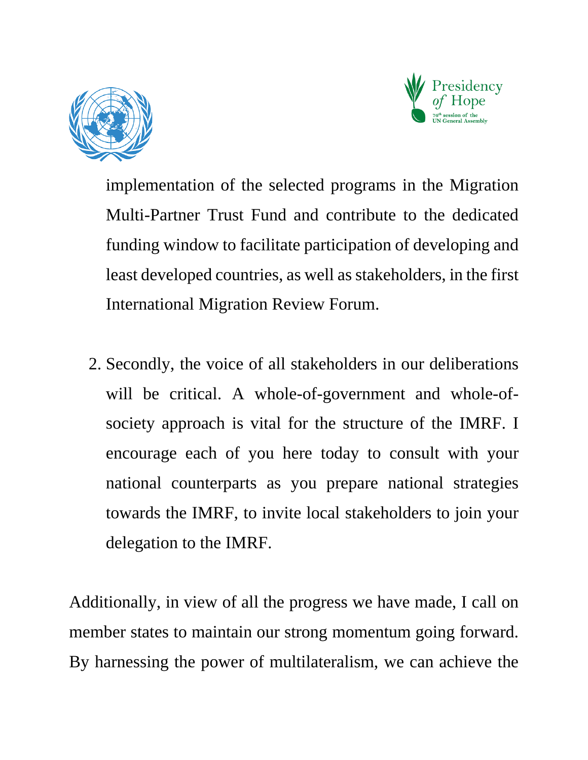implementation of the selected programs in the Migration Multi-Partner Trust Fund and contribute to the dedicated funding window to facilitate participation of developing and least developed countries, as well as stakeholders, in the first International Migration Review Forum.

2. Secondly, the voice of all stakeholders in our deliberations will be critical. A whole-of-government and whole-of-society approach is vital for the structure of the IMRF. I encourage each of you here today to consult with your national counterparts as you prepare national strategies towards the IMRF, to invite local stakeholders to join your delegation to the IMRF.

Additionally, in view of all the progress we have made, I call on member states to maintain our strong momentum going forward. By harnessing the power of multilateralism, we can achieve the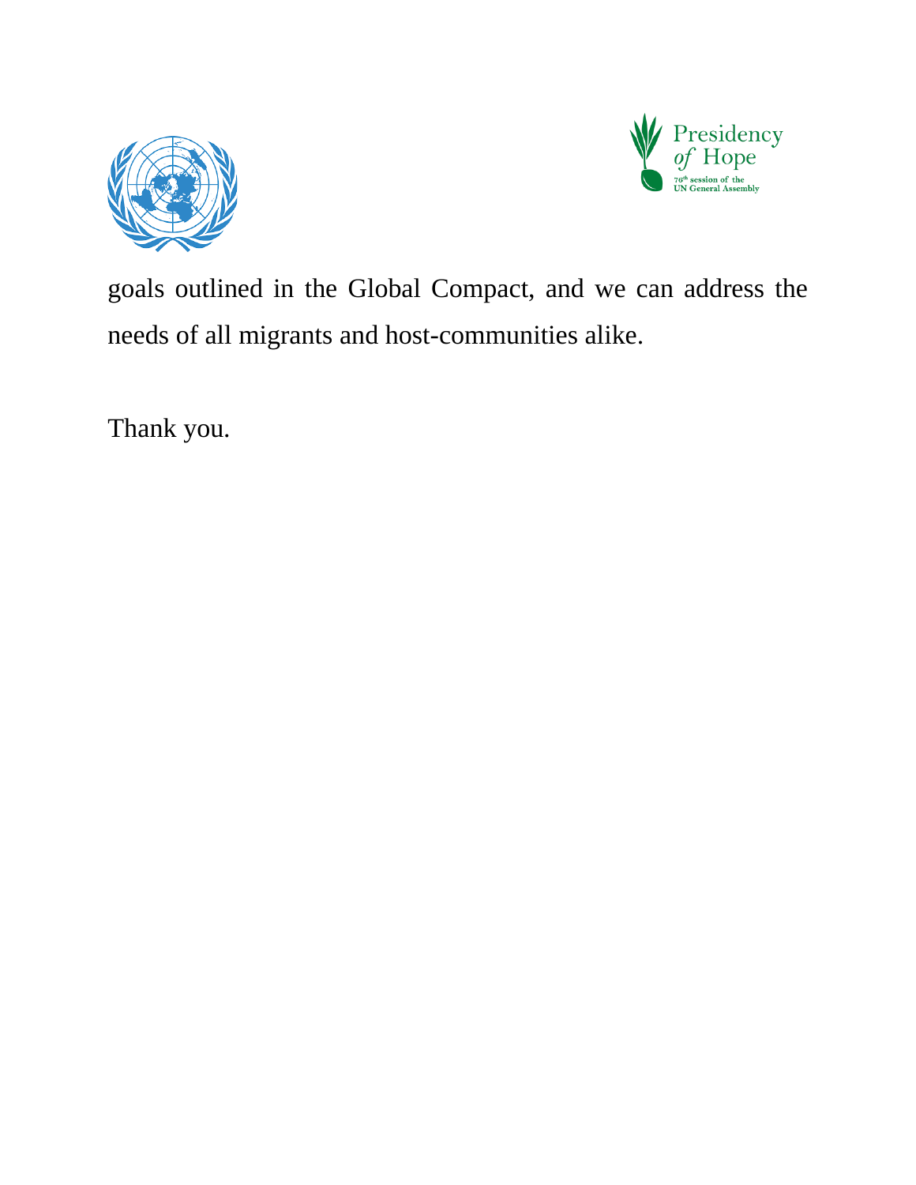goals outlined in the Global Compact, and we can address the needs of all migrants and host-communities alike.

Thank you.